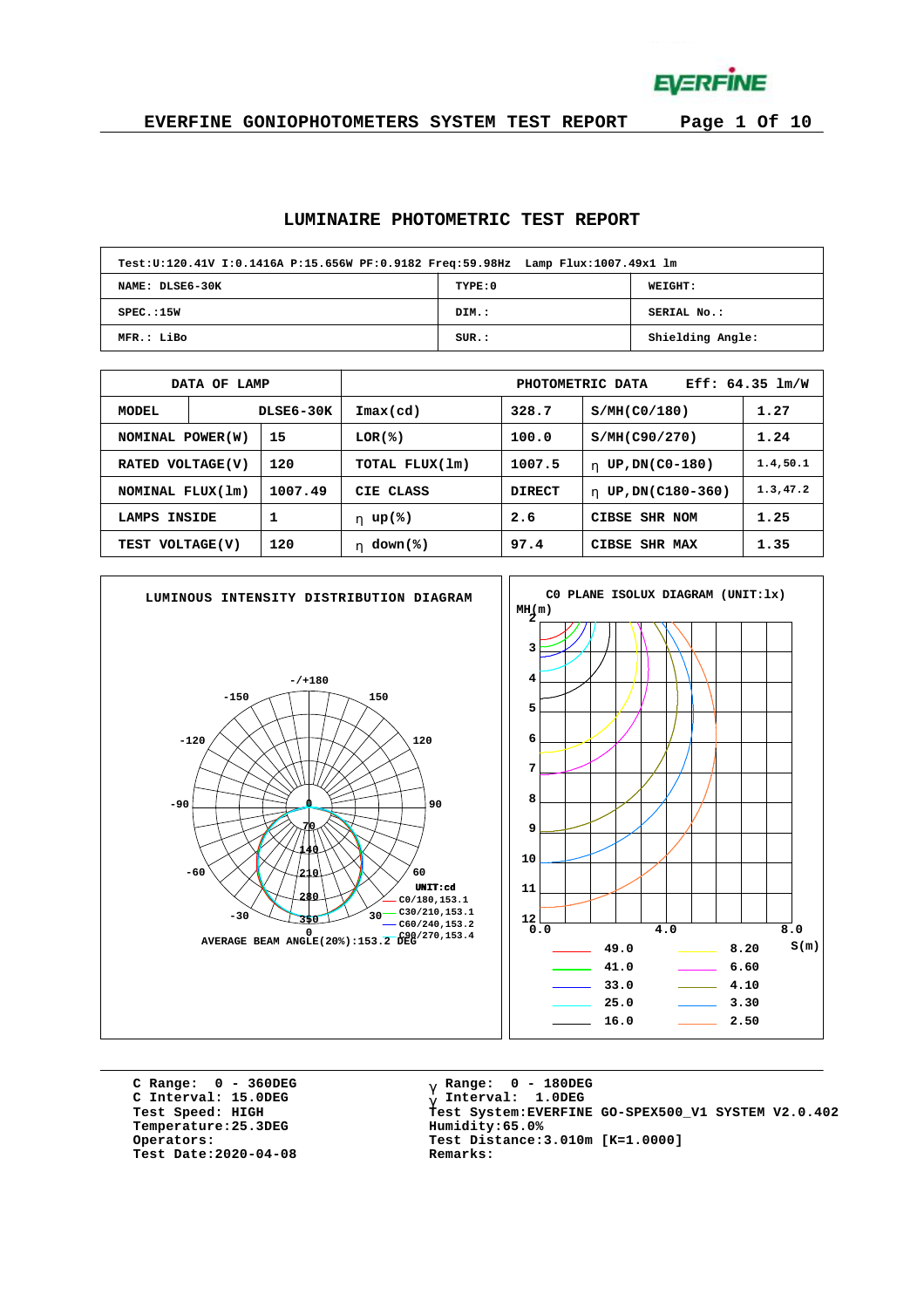## EVERFINE GONIOPHOTOMETERS SYSTEM TEST REPORT

# LUMINAIRE PHOTOMETRIC TEST REPORT

| Test:U:120.41V I:0.1416A P:15.656W PF:0.9182 Freq:59.98Hz Lamp Flux:1007.49x1 lm | | |
|---|---|---|
| NAME: DLSE6-30K | TYPE:0 | WEIGHT: |
| SPEC.:15W | DIM.: | SERIAL No.: |
| MFR.: LiBo | SUR.: | Shielding Angle: |

| DATA OF LAMP | | PHOTOMETRIC DATA | Eff: 64.35 lm/W | | |
|---|---|---|---|---|---|
| MODEL | DLSE6-30K | Imax(cd) | 328.7 | S/MH(C0/180) | 1.27 |
| NOMINAL POWER(W) | 15 | LOR(%) | 100.0 | S/MH(C90/270) | 1.24 |
| RATED VOLTAGE(V) | 120 | TOTAL FLUX(lm) | 1007.5 | η UP,DN(C0-180) | 1.4,50.1 |
| NOMINAL FLUX(lm) | 1007.49 | CIE CLASS | DIRECT | η UP,DN(C180-360) | 1.3,47.2 |
| LAMPS INSIDE | 1 | η up(%) | 2.6 | CIBSE SHR NOM | 1.25 |
| TEST VOLTAGE(V) | 120 | η down(%) | 97.4 | CIBSE SHR MAX | 1.35 |

**LUMINOUS INTENSITY DISTRIBUTION DIAGRAM**

UNIT:cd

- C0/180,153.1
- C30/210,153.1
- C60/240,153.2
- C90/270,153.4

AVERAGE BEAM ANGLE(20%):153.2 DEG

**C0 PLANE ISOLUX DIAGRAM (UNIT:lx)**

| | | | |
|---|---|---|---|
| 49.0 | 8.20 | | |
| 41.0 | 6.60 | | |
| 33.0 | 4.10 | | |
| 25.0 | 3.30 | | |
| 16.0 | 2.50 | | |

C Range: 0 - 360DEG
C Interval: 15.0DEG
Test Speed: HIGH
Temperature:25.3DEG
Operators:
Test Date:2020-04-08

γ Range: 0 - 180DEG
γ Interval: 1.0DEG
Test System:EVERFINE GO-SPEX500_V1 SYSTEM V2.0.402
Humidity:65.0%
Test Distance:3.010m [K=1.0000]
Remarks: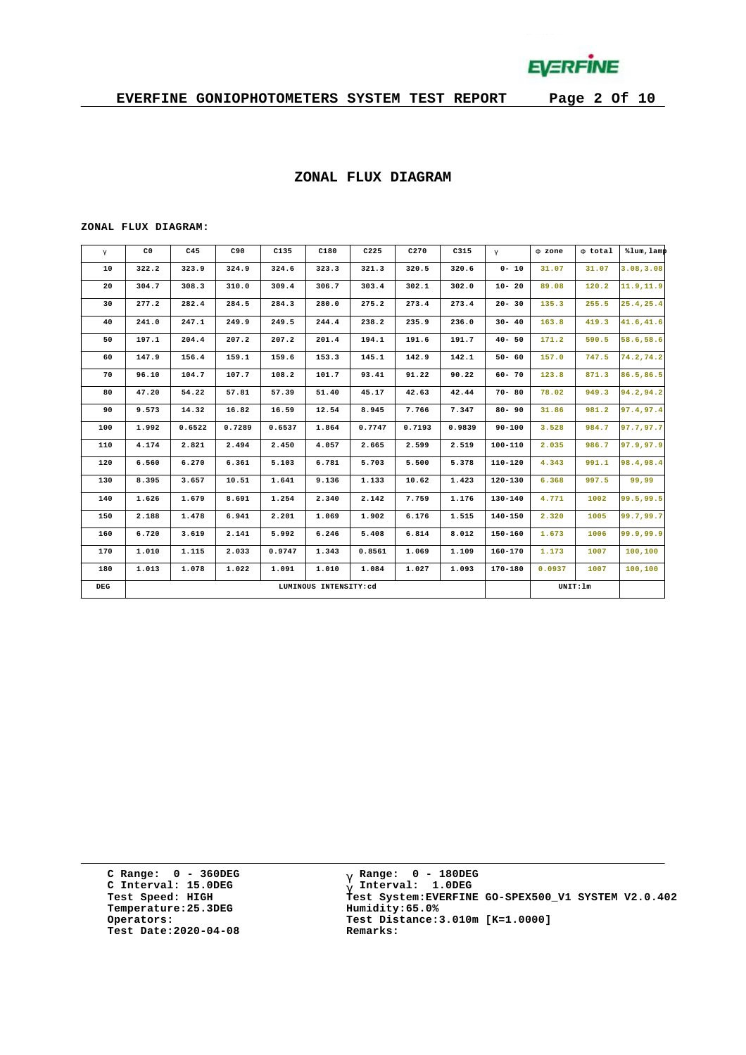## ZONAL FLUX DIAGRAM

ZONAL FLUX DIAGRAM:

| γ | C0 | C45 | C90 | C135 | C180 | C225 | C270 | C315 | γ | Φ zone | Φ total | %lum,lamp |
|---|---|---|---|---|---|---|---|---|---|---|---|---|
| 10 | 322.2 | 323.9 | 324.9 | 324.6 | 323.3 | 321.3 | 320.5 | 320.6 | 0- 10 | 31.07 | 31.07 | 3.08,3.08 |
| 20 | 304.7 | 308.3 | 310.0 | 309.4 | 306.7 | 303.4 | 302.1 | 302.0 | 10- 20 | 89.08 | 120.2 | 11.9,11.9 |
| 30 | 277.2 | 282.4 | 284.5 | 284.3 | 280.0 | 275.2 | 273.4 | 273.4 | 20- 30 | 135.3 | 255.5 | 25.4,25.4 |
| 40 | 241.0 | 247.1 | 249.9 | 249.5 | 244.4 | 238.2 | 235.9 | 236.0 | 30- 40 | 163.8 | 419.3 | 41.6,41.6 |
| 50 | 197.1 | 204.4 | 207.2 | 207.2 | 201.4 | 194.1 | 191.6 | 191.7 | 40- 50 | 171.2 | 590.5 | 58.6,58.6 |
| 60 | 147.9 | 156.4 | 159.1 | 159.6 | 153.3 | 145.1 | 142.9 | 142.1 | 50- 60 | 157.0 | 747.5 | 74.2,74.2 |
| 70 | 96.10 | 104.7 | 107.7 | 108.2 | 101.7 | 93.41 | 91.22 | 90.22 | 60- 70 | 123.8 | 871.3 | 86.5,86.5 |
| 80 | 47.20 | 54.22 | 57.81 | 57.39 | 51.40 | 45.17 | 42.63 | 42.44 | 70- 80 | 78.02 | 949.3 | 94.2,94.2 |
| 90 | 9.573 | 14.32 | 16.82 | 16.59 | 12.54 | 8.945 | 7.766 | 7.347 | 80- 90 | 31.86 | 981.2 | 97.4,97.4 |
| 100 | 1.992 | 0.6522 | 0.7289 | 0.6537 | 1.864 | 0.7747 | 0.7193 | 0.9839 | 90-100 | 3.528 | 984.7 | 97.7,97.7 |
| 110 | 4.174 | 2.821 | 2.494 | 2.450 | 4.057 | 2.665 | 2.599 | 2.519 | 100-110 | 2.035 | 986.7 | 97.9,97.9 |
| 120 | 6.560 | 6.270 | 6.361 | 5.103 | 6.781 | 5.703 | 5.500 | 5.378 | 110-120 | 4.343 | 991.1 | 98.4,98.4 |
| 130 | 8.395 | 3.657 | 10.51 | 1.641 | 9.136 | 1.133 | 10.62 | 1.423 | 120-130 | 6.368 | 997.5 | 99,99 |
| 140 | 1.626 | 1.679 | 8.691 | 1.254 | 2.340 | 2.142 | 7.759 | 1.176 | 130-140 | 4.771 | 1002 | 99.5,99.5 |
| 150 | 2.188 | 1.478 | 6.941 | 2.201 | 1.069 | 1.902 | 6.176 | 1.515 | 140-150 | 2.320 | 1005 | 99.7,99.7 |
| 160 | 6.720 | 3.619 | 2.141 | 5.992 | 6.246 | 5.408 | 6.814 | 8.012 | 150-160 | 1.673 | 1006 | 99.9,99.9 |
| 170 | 1.010 | 1.115 | 2.033 | 0.9747 | 1.343 | 0.8561 | 1.069 | 1.109 | 160-170 | 1.173 | 1007 | 100,100 |
| 180 | 1.013 | 1.078 | 1.022 | 1.091 | 1.010 | 1.084 | 1.027 | 1.093 | 170-180 | 0.0937 | 1007 | 100,100 |
| DEG | LUMINOUS INTENSITY:cd | | | | | | | | | UNIT:lm | | |

C Range: 0 - 360DEG
C Interval: 15.0DEG
Test Speed: HIGH
Temperature:25.3DEG
Operators:
Test Date:2020-04-08

γ Range: 0 - 180DEG
γ Interval: 1.0DEG
Test System:EVERFINE GO-SPEX500_V1 SYSTEM V2.0.402
Humidity:65.0%
Test Distance:3.010m [K=1.0000]
Remarks: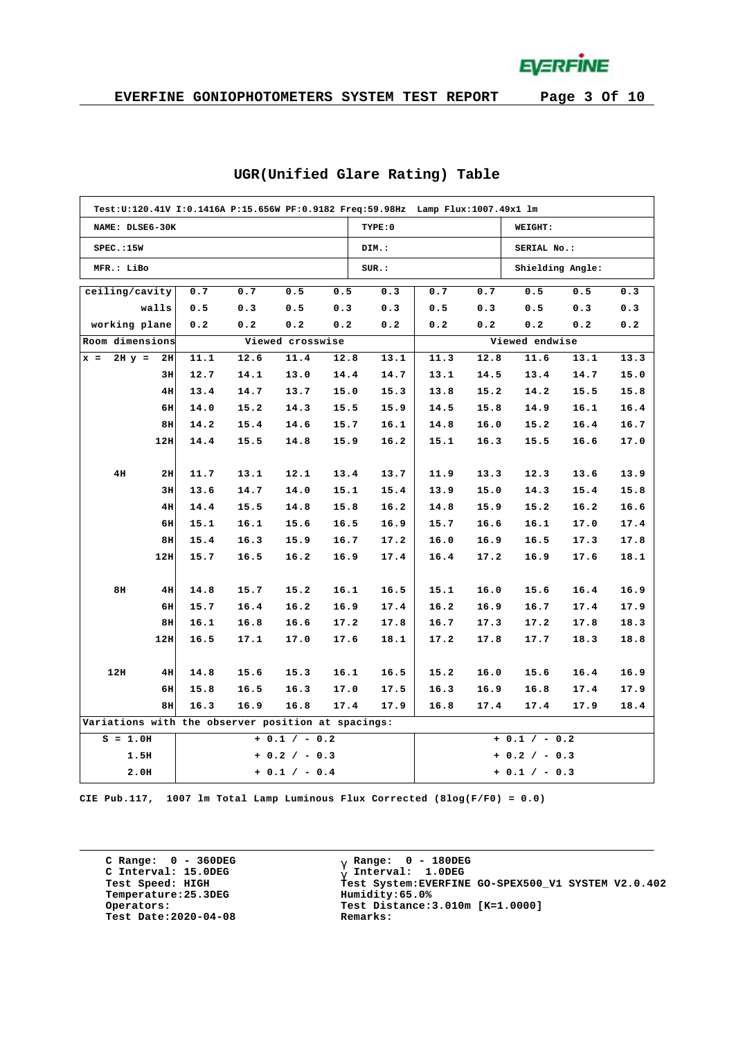## UGR(Unified Glare Rating) Table

| Test:U:120.41V I:0.1416A P:15.656W PF:0.9182 Freq:59.98Hz Lamp Flux:1007.49x1 lm | | |
|---|---|---|
| NAME: DLSE6-30K | TYPE:0 | WEIGHT: |
| SPEC.:15W | DIM.: | SERIAL No.: |
| MFR.: LiBo | SUR.: | Shielding Angle: |

| ceiling/cavity | 0.7 | 0.7 | 0.5 | 0.5 | 0.3 | 0.7 | 0.7 | 0.5 | 0.5 | 0.3 |
|---|---|---|---|---|---|---|---|---|---|---|
| walls | 0.5 | 0.3 | 0.5 | 0.3 | 0.3 | 0.5 | 0.3 | 0.5 | 0.3 | 0.3 |
| working plane | 0.2 | 0.2 | 0.2 | 0.2 | 0.2 | 0.2 | 0.2 | 0.2 | 0.2 | 0.2 |
| Room dimensions | Viewed crosswise | | | | | Viewed endwise | | | | |
| x = 2H y = 2H | 11.1 | 12.6 | 11.4 | 12.8 | 13.1 | 11.3 | 12.8 | 11.6 | 13.1 | 13.3 |
| 3H | 12.7 | 14.1 | 13.0 | 14.4 | 14.7 | 13.1 | 14.5 | 13.4 | 14.7 | 15.0 |
| 4H | 13.4 | 14.7 | 13.7 | 15.0 | 15.3 | 13.8 | 15.2 | 14.2 | 15.5 | 15.8 |
| 6H | 14.0 | 15.2 | 14.3 | 15.5 | 15.9 | 14.5 | 15.8 | 14.9 | 16.1 | 16.4 |
| 8H | 14.2 | 15.4 | 14.6 | 15.7 | 16.1 | 14.8 | 16.0 | 15.2 | 16.4 | 16.7 |
| 12H | 14.4 | 15.5 | 14.8 | 15.9 | 16.2 | 15.1 | 16.3 | 15.5 | 16.6 | 17.0 |
| 4H 2H | 11.7 | 13.1 | 12.1 | 13.4 | 13.7 | 11.9 | 13.3 | 12.3 | 13.6 | 13.9 |
| 3H | 13.6 | 14.7 | 14.0 | 15.1 | 15.4 | 13.9 | 15.0 | 14.3 | 15.4 | 15.8 |
| 4H | 14.4 | 15.5 | 14.8 | 15.8 | 16.2 | 14.8 | 15.9 | 15.2 | 16.2 | 16.6 |
| 6H | 15.1 | 16.1 | 15.6 | 16.5 | 16.9 | 15.7 | 16.6 | 16.1 | 17.0 | 17.4 |
| 8H | 15.4 | 16.3 | 15.9 | 16.7 | 17.2 | 16.0 | 16.9 | 16.5 | 17.3 | 17.8 |
| 12H | 15.7 | 16.5 | 16.2 | 16.9 | 17.4 | 16.4 | 17.2 | 16.9 | 17.6 | 18.1 |
| 8H 4H | 14.8 | 15.7 | 15.2 | 16.1 | 16.5 | 15.1 | 16.0 | 15.6 | 16.4 | 16.9 |
| 6H | 15.7 | 16.4 | 16.2 | 16.9 | 17.4 | 16.2 | 16.9 | 16.7 | 17.4 | 17.9 |
| 8H | 16.1 | 16.8 | 16.6 | 17.2 | 17.8 | 16.7 | 17.3 | 17.2 | 17.8 | 18.3 |
| 12H | 16.5 | 17.1 | 17.0 | 17.6 | 18.1 | 17.2 | 17.8 | 17.7 | 18.3 | 18.8 |
| 12H 4H | 14.8 | 15.6 | 15.3 | 16.1 | 16.5 | 15.2 | 16.0 | 15.6 | 16.4 | 16.9 |
| 6H | 15.8 | 16.5 | 16.3 | 17.0 | 17.5 | 16.3 | 16.9 | 16.8 | 17.4 | 17.9 |
| 8H | 16.3 | 16.9 | 16.8 | 17.4 | 17.9 | 16.8 | 17.4 | 17.4 | 17.9 | 18.4 |
| Variations with the observer position at spacings: | | | | | | | | | | |
| S = 1.0H | + 0.1 / - 0.2 | | | | | + 0.1 / - 0.2 | | | | |
| 1.5H | + 0.2 / - 0.3 | | | | | + 0.2 / - 0.3 | | | | |
| 2.0H | + 0.1 / - 0.4 | | | | | + 0.1 / - 0.3 | | | | |

CIE Pub.117, 1007 lm Total Lamp Luminous Flux Corrected (8log(F/F0) = 0.0)

C Range: 0 - 360DEG
C Interval: 15.0DEG
Test Speed: HIGH
Temperature:25.3DEG
Operators:
Test Date:2020-04-08

γ Range: 0 - 180DEG
γ Interval: 1.0DEG
Test System:EVERFINE GO-SPEX500_V1 SYSTEM V2.0.402
Humidity:65.0%
Test Distance:3.010m [K=1.0000]
Remarks: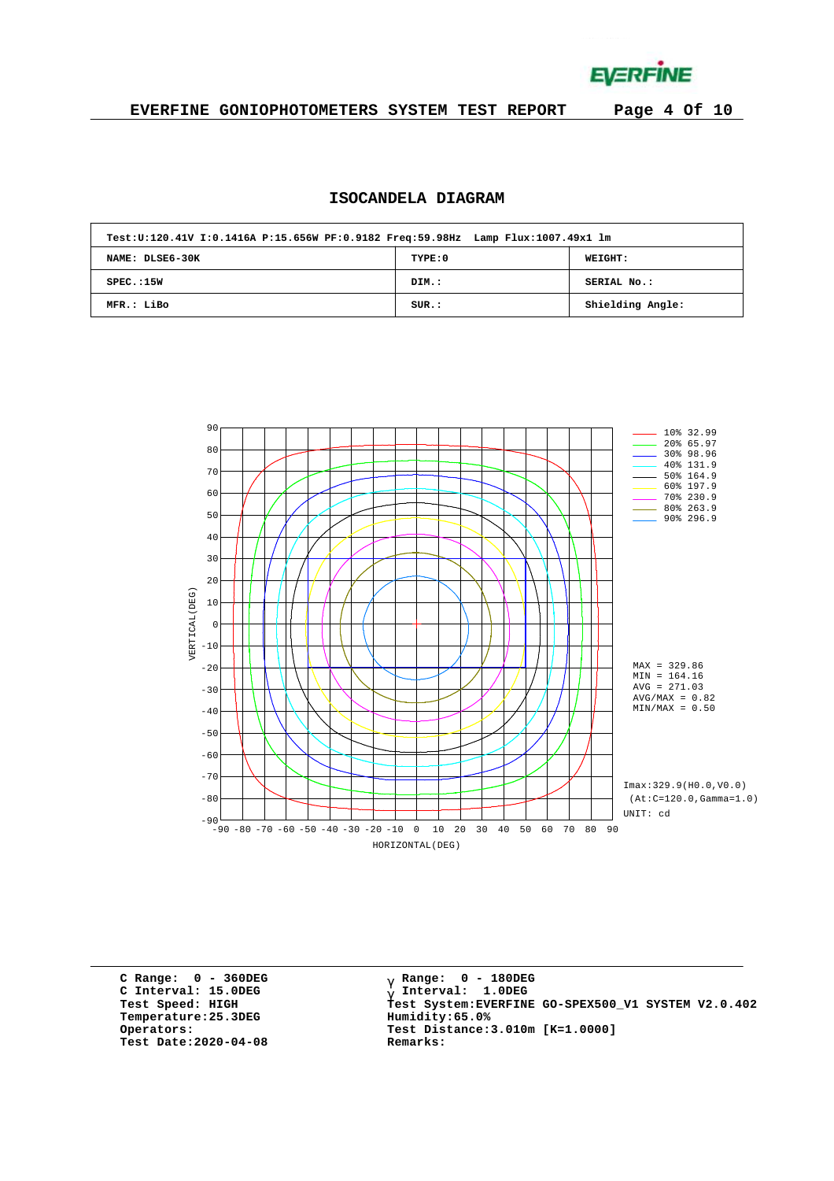# ISOCANDELA DIAGRAM

| Test:U:120.41V I:0.1416A P:15.656W PF:0.9182 Freq:59.98Hz Lamp Flux:1007.49x1 lm | | |
|---|---|---|
| NAME: DLSE6-30K | TYPE:0 | WEIGHT: |
| SPEC.:15W | DIM.: | SERIAL No.: |
| MFR.: LiBo | SUR.: | Shielding Angle: |

10% 32.99
20% 65.97
30% 98.96
40% 131.9
50% 164.9
60% 197.9
70% 230.9
80% 263.9
90% 296.9

MAX = 329.86
MIN = 164.16
AVG = 271.03
AVG/MAX = 0.82
MIN/MAX = 0.50

Imax:329.9(H0.0,V0.0)
(At:C=120.0,Gamma=1.0)
UNIT: cd

VERTICAL(DEG)
HORIZONTAL(DEG)

C Range: 0 - 360DEG
C Interval: 15.0DEG
Test Speed: HIGH
Temperature:25.3DEG
Operators:
Test Date:2020-04-08

γ Range: 0 - 180DEG
γ Interval: 1.0DEG
Test System:EVERFINE GO-SPEX500_V1 SYSTEM V2.0.402
Humidity:65.0%
Test Distance:3.010m [K=1.0000]
Remarks: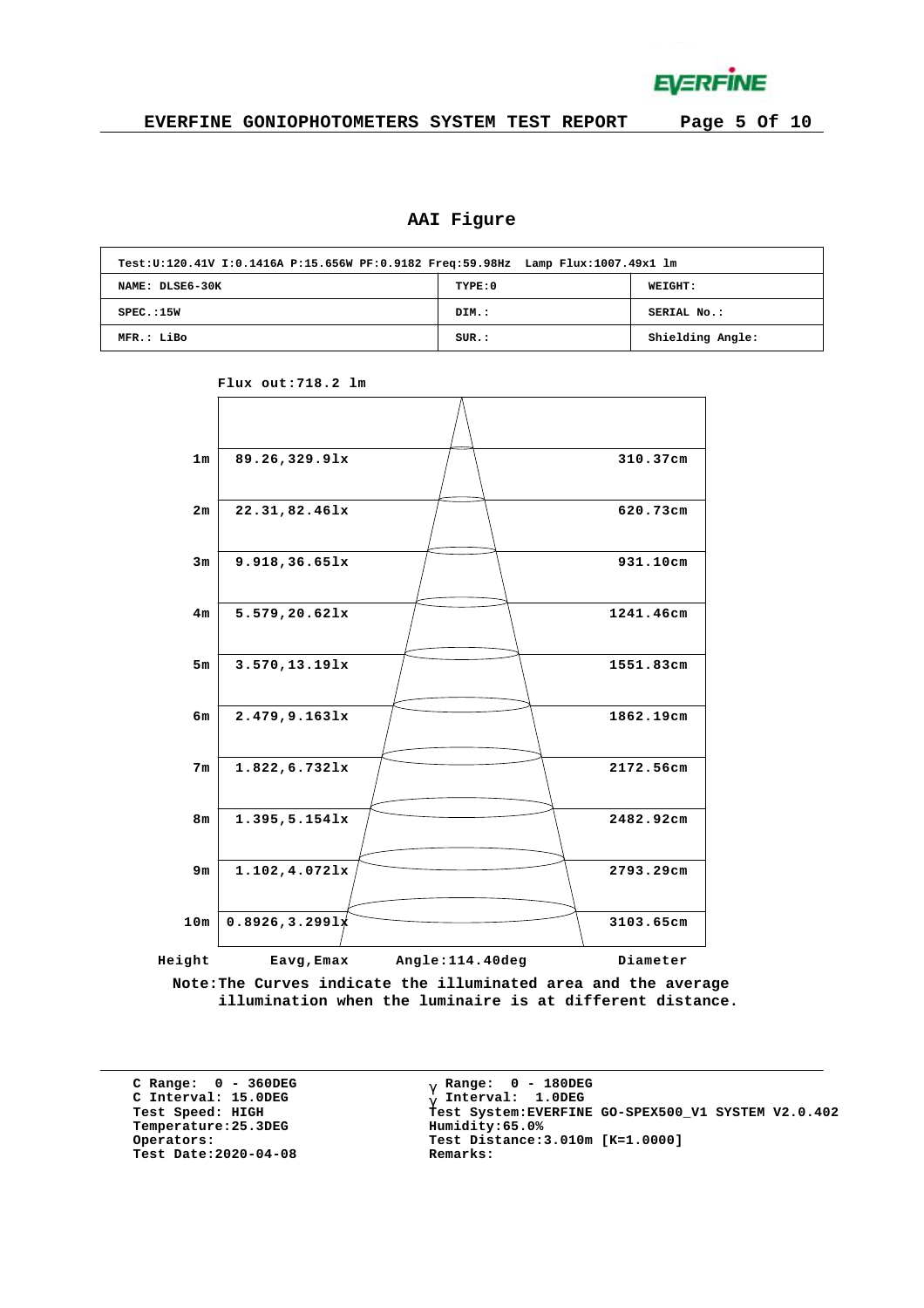## AAI Figure

| Test:U:120.41V I:0.1416A P:15.656W PF:0.9182 Freq:59.98Hz Lamp Flux:1007.49x1 lm | | |
|---|---|---|
| NAME: DLSE6-30K | TYPE:0 | WEIGHT: |
| SPEC.:15W | DIM.: | SERIAL No.: |
| MFR.: LiBo | SUR.: | Shielding Angle: |

Flux out:718.2 lm

| Height | Eavg,Emax | Diameter |
|---|---|---|
| 1m | 89.26,329.9lx | 310.37cm |
| 2m | 22.31,82.46lx | 620.73cm |
| 3m | 9.918,36.65lx | 931.10cm |
| 4m | 5.579,20.62lx | 1241.46cm |
| 5m | 3.570,13.19lx | 1551.83cm |
| 6m | 2.479,9.163lx | 1862.19cm |
| 7m | 1.822,6.732lx | 2172.56cm |
| 8m | 1.395,5.154lx | 2482.92cm |
| 9m | 1.102,4.072lx | 2793.29cm |
| 10m | 0.8926,3.299lx | 3103.65cm |

Angle:114.40deg

Note:The Curves indicate the illuminated area and the average illumination when the luminaire is at different distance.

C Range: 0 - 360DEG
C Interval: 15.0DEG
Test Speed: HIGH
Temperature:25.3DEG
Operators:
Test Date:2020-04-08

γ Range: 0 - 180DEG
γ Interval: 1.0DEG
Test System:EVERFINE GO-SPEX500_V1 SYSTEM V2.0.402
Humidity:65.0%
Test Distance:3.010m [K=1.0000]
Remarks: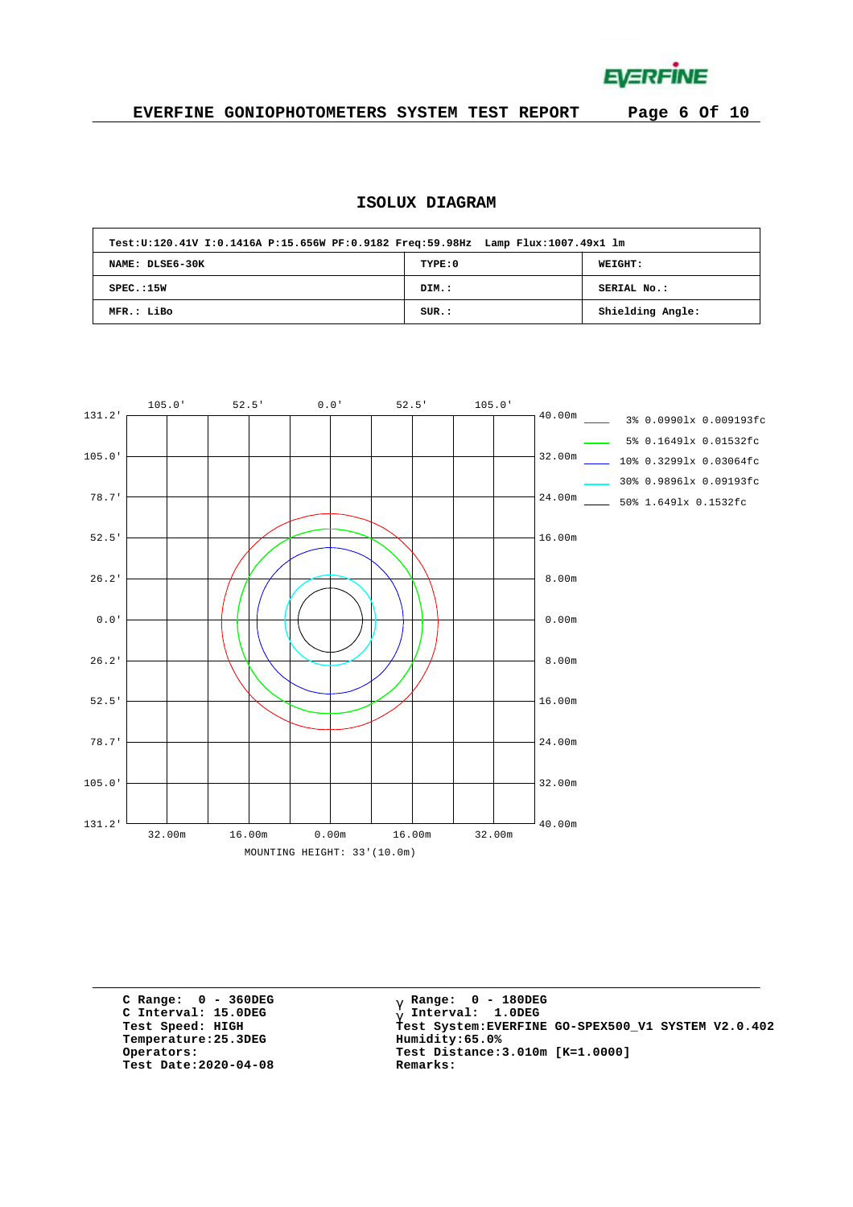## ISOLUX DIAGRAM

| Test:U:120.41V I:0.1416A P:15.656W PF:0.9182 Freq:59.98Hz Lamp Flux:1007.49x1 lm | | |
|---|---|---|
| NAME: DLSE6-30K | TYPE:0 | WEIGHT: |
| SPEC.:15W | DIM.: | SERIAL NO.: |
| MFR.: LiBo | SUR.: | Shielding Angle: |

105.0' 52.5' 0.0' 52.5' 105.0'

131.2' 105.0' 78.7' 52.5' 26.2' 0.0' 26.2' 52.5' 78.7' 105.0' 131.2'

40.00m 32.00m 24.00m 16.00m 8.00m 0.00m 8.00m 16.00m 24.00m 32.00m 40.00m

32.00m 16.00m 0.00m 16.00m 32.00m

MOUNTING HEIGHT: 33'(10.0m)

- 3% 0.0990lx 0.009193fc
- 5% 0.1649lx 0.01532fc
- 10% 0.3291lx 0.03064fc
- 30% 0.9896lx 0.09193fc
- 50% 1.649lx 0.1532fc

C Range: 0 - 360DEG
C Interval: 15.0DEG
Test Speed: HIGH
Temperature:25.3DEG
Operators:
Test Date:2020-04-08

γ Range: 0 - 180DEG
γ Interval: 1.0DEG
Test System:EVERFINE GO-SPEX500_V1 SYSTEM V2.0.402
Humidity:65.0%
Test Distance:3.010m [K=1.0000]
Remarks: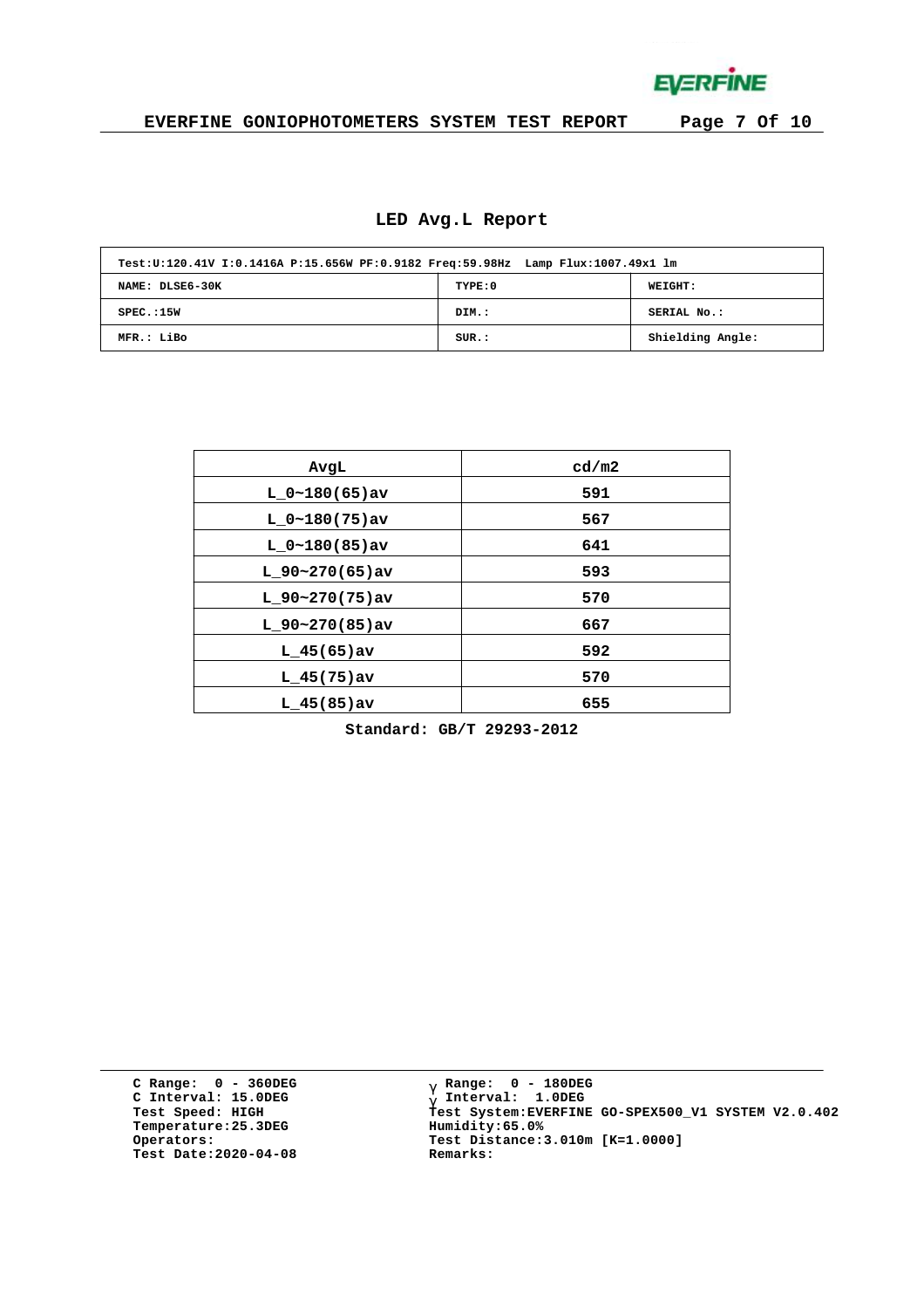## LED Avg.L Report

| Test:U:120.41V I:0.1416A P:15.656W PF:0.9182 Freq:59.98Hz Lamp Flux:1007.49x1 lm | | |
|---|---|---|
| NAME: DLSE6-30K | TYPE:0 | WEIGHT: |
| SPEC.:15W | DIM.: | SERIAL No.: |
| MFR.: LiBo | SUR.: | Shielding Angle: |

| AvgL | cd/m2 |
|---|---|
| L_0~180(65)av | 591 |
| L_0~180(75)av | 567 |
| L_0~180(85)av | 641 |
| L_90~270(65)av | 593 |
| L_90~270(75)av | 570 |
| L_90~270(85)av | 667 |
| L_45(65)av | 592 |
| L_45(75)av | 570 |
| L_45(85)av | 655 |

Standard: GB/T 29293-2012

C Range: 0 - 360DEG
C Interval: 15.0DEG
Test Speed: HIGH
Temperature:25.3DEG
Operators:
Test Date:2020-04-08

γ Range: 0 - 180DEG
γ Interval: 1.0DEG
Test System:EVERFINE GO-SPEX500_V1 SYSTEM V2.0.402
Humidity:65.0%
Test Distance:3.010m [K=1.0000]
Remarks: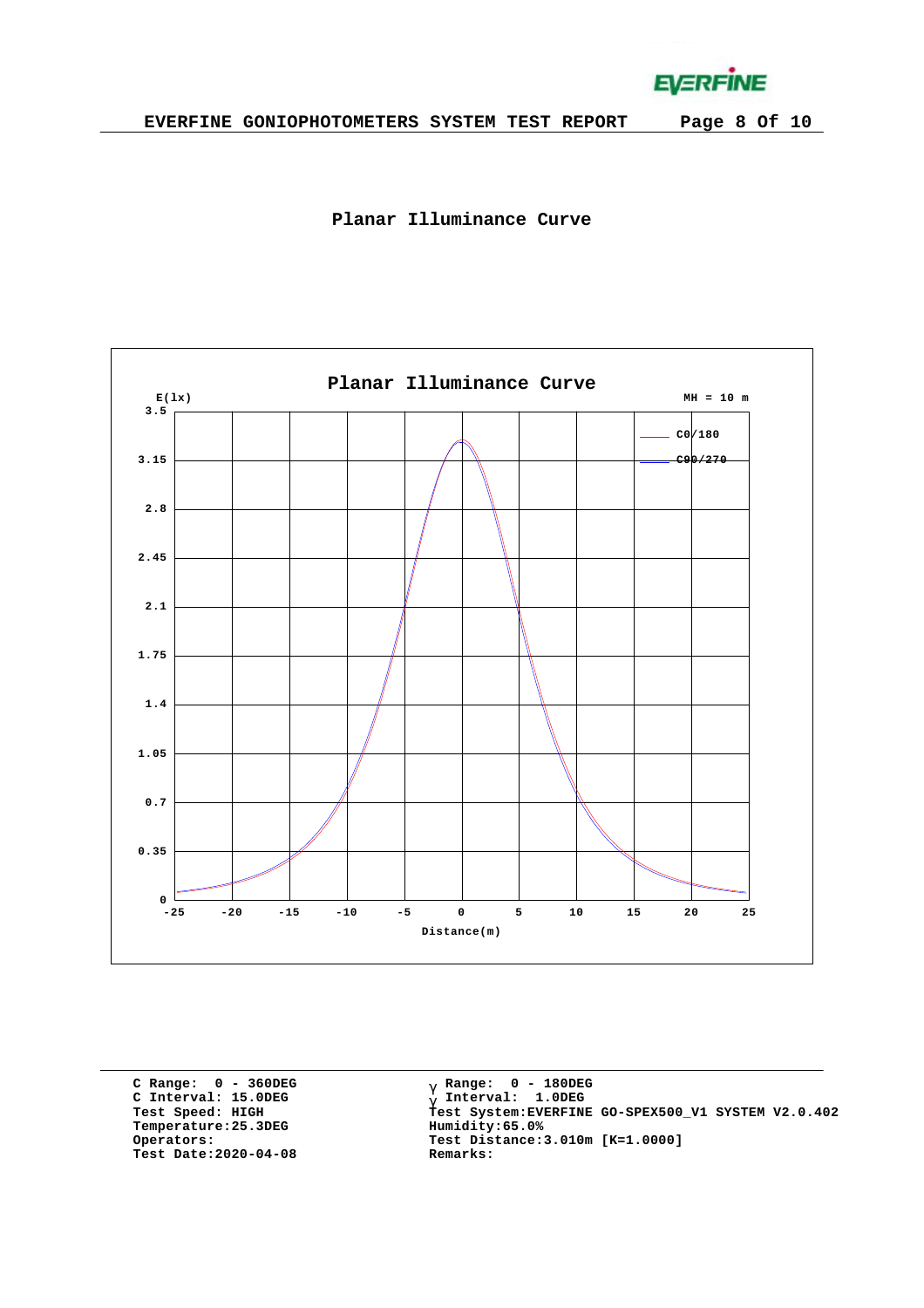## Planar Illuminance Curve

C Range: 0 - 360DEG
C Interval: 15.0DEG
Test Speed: HIGH
Temperature:25.3DEG
Operators:
Test Date:2020-04-08

γ Range: 0 - 180DEG
γ Interval: 1.0DEG
Test System:EVERFINE GO-SPEX500_V1 SYSTEM V2.0.402
Humidity:65.0%
Test Distance:3.010m [K=1.0000]
Remarks: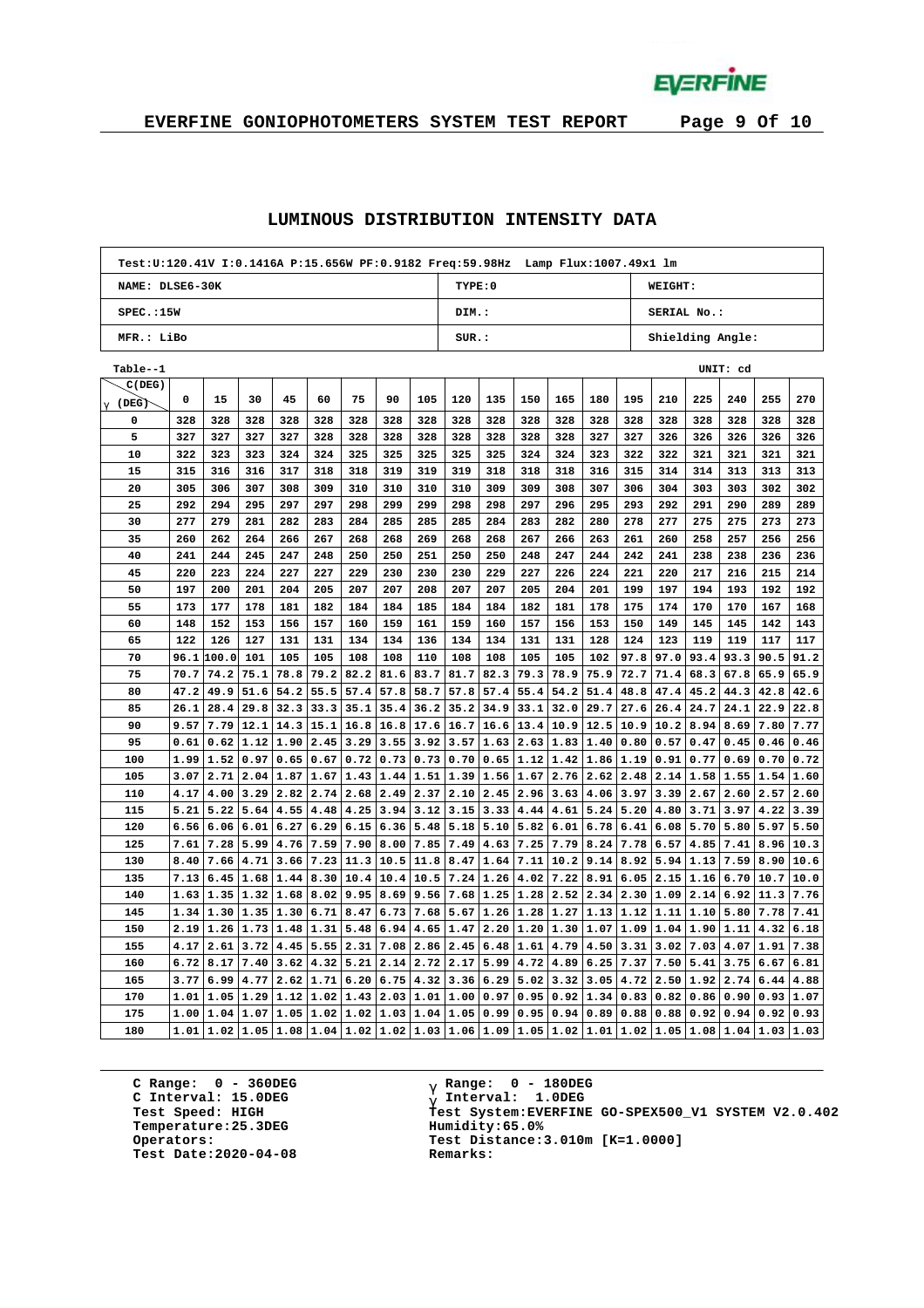## LUMINOUS DISTRIBUTION INTENSITY DATA

| Test:U:120.41V I:0.1416A P:15.656W PF:0.9182 Freq:59.98Hz Lamp Flux:1007.49x1 lm | | |
|---|---|---|
| NAME: DLSE6-30K | TYPE:0 | WEIGHT: |
| SPEC.:15W | DIM.: | SERIAL No.: |
| MFR.: LiBo | SUR.: | Shielding Angle: |

Table--1 UNIT: cd

| γ (DEG) \ C(DEG) | 0 | 15 | 30 | 45 | 60 | 75 | 90 | 105 | 120 | 135 | 150 | 165 | 180 | 195 | 210 | 225 | 240 | 255 | 270 |
|---|---|---|---|---|---|---|---|---|---|---|---|---|---|---|---|---|---|---|---|
| 0 | 328 | 328 | 328 | 328 | 328 | 328 | 328 | 328 | 328 | 328 | 328 | 328 | 328 | 328 | 328 | 328 | 328 | 328 | 328 |
| 5 | 327 | 327 | 327 | 327 | 328 | 328 | 328 | 328 | 328 | 328 | 328 | 328 | 327 | 327 | 326 | 326 | 326 | 326 | 326 |
| 10 | 322 | 323 | 323 | 324 | 324 | 325 | 325 | 325 | 325 | 325 | 324 | 324 | 323 | 322 | 322 | 321 | 321 | 321 | 321 |
| 15 | 315 | 316 | 316 | 317 | 318 | 318 | 319 | 319 | 319 | 319 | 318 | 318 | 316 | 315 | 314 | 314 | 313 | 313 | 313 |
| 20 | 305 | 306 | 307 | 308 | 309 | 310 | 310 | 310 | 310 | 309 | 309 | 308 | 307 | 306 | 304 | 303 | 303 | 302 | 302 |
| 25 | 292 | 294 | 295 | 297 | 297 | 298 | 299 | 299 | 298 | 298 | 297 | 296 | 295 | 293 | 292 | 291 | 290 | 289 | 289 |
| 30 | 277 | 279 | 281 | 282 | 283 | 284 | 285 | 285 | 285 | 284 | 283 | 282 | 280 | 278 | 277 | 275 | 275 | 273 | 273 |
| 35 | 260 | 262 | 264 | 266 | 267 | 268 | 268 | 269 | 268 | 268 | 267 | 266 | 263 | 261 | 260 | 258 | 257 | 256 | 256 |
| 40 | 241 | 244 | 245 | 247 | 248 | 250 | 250 | 251 | 250 | 250 | 248 | 247 | 244 | 242 | 241 | 238 | 238 | 236 | 236 |
| 45 | 220 | 223 | 224 | 227 | 227 | 229 | 230 | 230 | 230 | 229 | 227 | 226 | 224 | 221 | 220 | 217 | 216 | 215 | 214 |
| 50 | 197 | 200 | 201 | 204 | 205 | 207 | 207 | 208 | 207 | 207 | 205 | 204 | 201 | 199 | 197 | 194 | 193 | 192 | 192 |
| 55 | 173 | 177 | 178 | 181 | 182 | 184 | 184 | 185 | 184 | 184 | 182 | 181 | 178 | 175 | 174 | 170 | 170 | 167 | 168 |
| 60 | 148 | 152 | 153 | 156 | 157 | 160 | 159 | 161 | 159 | 160 | 157 | 156 | 153 | 150 | 149 | 145 | 145 | 142 | 143 |
| 65 | 122 | 126 | 127 | 131 | 131 | 134 | 134 | 136 | 134 | 134 | 131 | 131 | 128 | 124 | 123 | 119 | 119 | 117 | 117 |
| 70 | 96.1 | 100.0 | 101 | 105 | 105 | 108 | 108 | 110 | 108 | 108 | 105 | 105 | 102 | 97.8 | 97.0 | 93.4 | 93.3 | 90.5 | 91.2 |
| 75 | 70.7 | 74.2 | 75.1 | 78.8 | 79.2 | 82.2 | 81.6 | 83.7 | 81.7 | 82.3 | 79.3 | 78.9 | 75.9 | 72.7 | 71.4 | 68.3 | 67.8 | 65.9 | 65.9 |
| 80 | 47.2 | 49.9 | 51.6 | 54.2 | 55.5 | 57.4 | 57.8 | 58.7 | 57.8 | 57.4 | 55.4 | 54.2 | 51.4 | 48.8 | 47.4 | 45.2 | 44.3 | 42.8 | 42.6 |
| 85 | 26.1 | 28.4 | 29.8 | 32.3 | 33.3 | 35.1 | 35.4 | 36.2 | 35.2 | 34.9 | 33.1 | 32.0 | 29.7 | 27.6 | 26.4 | 24.7 | 24.1 | 22.9 | 22.8 |
| 90 | 9.57 | 7.79 | 12.1 | 14.3 | 15.1 | 16.8 | 16.8 | 17.6 | 16.7 | 16.6 | 13.4 | 10.9 | 12.5 | 10.9 | 10.2 | 8.94 | 8.69 | 7.80 | 7.77 |
| 95 | 0.61 | 0.62 | 1.12 | 1.90 | 2.45 | 3.29 | 3.55 | 3.92 | 3.57 | 1.63 | 2.63 | 1.83 | 1.40 | 0.80 | 0.57 | 0.47 | 0.45 | 0.46 | 0.46 |
| 100 | 1.99 | 1.52 | 0.97 | 0.65 | 0.67 | 0.72 | 0.73 | 0.73 | 0.70 | 0.65 | 1.12 | 1.42 | 1.86 | 1.19 | 0.91 | 0.77 | 0.69 | 0.70 | 0.72 |
| 105 | 3.07 | 2.71 | 2.04 | 1.87 | 1.67 | 1.43 | 1.44 | 1.51 | 1.39 | 1.56 | 1.67 | 2.76 | 2.62 | 2.48 | 2.14 | 1.58 | 1.55 | 1.54 | 1.60 |
| 110 | 4.17 | 4.00 | 3.29 | 2.82 | 2.74 | 2.68 | 2.49 | 2.37 | 2.10 | 2.45 | 2.96 | 3.63 | 4.06 | 3.97 | 3.39 | 2.67 | 2.60 | 2.57 | 2.60 |
| 115 | 5.21 | 5.22 | 5.64 | 4.55 | 4.48 | 4.25 | 3.94 | 3.12 | 3.15 | 3.33 | 4.44 | 4.61 | 5.24 | 5.20 | 4.80 | 3.71 | 3.97 | 4.22 | 3.39 |
| 120 | 6.56 | 6.06 | 6.01 | 6.27 | 6.29 | 6.15 | 6.36 | 5.48 | 5.18 | 5.10 | 5.82 | 6.01 | 6.78 | 6.41 | 6.08 | 5.70 | 5.80 | 5.97 | 5.50 |
| 125 | 7.61 | 7.28 | 5.99 | 4.76 | 7.59 | 7.90 | 8.00 | 7.85 | 7.49 | 4.63 | 7.25 | 7.79 | 8.24 | 7.78 | 6.57 | 4.85 | 7.41 | 8.96 | 10.3 |
| 130 | 8.40 | 7.66 | 4.71 | 3.66 | 7.23 | 11.3 | 10.5 | 11.8 | 8.47 | 1.64 | 7.11 | 10.2 | 9.14 | 8.92 | 5.94 | 1.13 | 7.59 | 8.90 | 10.6 |
| 135 | 7.13 | 6.45 | 1.68 | 1.44 | 8.30 | 10.4 | 10.4 | 10.5 | 7.24 | 1.26 | 4.02 | 7.22 | 8.91 | 6.05 | 2.15 | 1.16 | 6.70 | 10.7 | 10.0 |
| 140 | 1.63 | 1.35 | 1.32 | 1.68 | 8.02 | 9.95 | 8.69 | 9.56 | 7.68 | 1.25 | 1.28 | 2.52 | 2.34 | 2.30 | 1.09 | 2.14 | 6.92 | 11.3 | 7.76 |
| 145 | 1.34 | 1.30 | 1.35 | 1.30 | 6.71 | 8.47 | 6.73 | 7.68 | 5.67 | 1.26 | 1.28 | 1.27 | 1.13 | 1.12 | 1.11 | 1.10 | 5.80 | 7.78 | 7.41 |
| 150 | 2.19 | 1.26 | 1.73 | 1.48 | 1.31 | 5.48 | 6.94 | 4.65 | 1.47 | 2.20 | 1.20 | 1.30 | 1.07 | 1.09 | 1.04 | 1.90 | 1.11 | 4.32 | 6.18 |
| 155 | 4.17 | 2.61 | 3.72 | 4.45 | 5.55 | 2.31 | 7.08 | 2.86 | 2.45 | 6.48 | 1.61 | 4.79 | 4.50 | 3.31 | 3.02 | 7.03 | 4.07 | 1.91 | 7.38 |
| 160 | 6.72 | 8.17 | 7.40 | 3.62 | 4.32 | 5.21 | 2.14 | 2.72 | 2.17 | 5.99 | 4.72 | 4.89 | 6.25 | 7.37 | 7.50 | 5.41 | 3.75 | 6.67 | 6.81 |
| 165 | 3.77 | 6.99 | 4.77 | 2.62 | 1.71 | 6.20 | 6.75 | 4.32 | 3.36 | 6.29 | 5.02 | 3.32 | 3.05 | 4.72 | 2.50 | 1.92 | 2.74 | 6.44 | 4.88 |
| 170 | 1.01 | 1.05 | 1.29 | 1.12 | 1.02 | 1.43 | 2.03 | 1.01 | 1.00 | 0.97 | 0.95 | 0.92 | 1.34 | 0.83 | 0.82 | 0.86 | 0.90 | 0.93 | 1.07 |
| 175 | 1.00 | 1.04 | 1.07 | 1.05 | 1.02 | 1.02 | 1.03 | 1.04 | 1.05 | 0.99 | 0.95 | 0.94 | 0.89 | 0.88 | 0.88 | 0.92 | 0.94 | 0.92 | 0.93 |
| 180 | 1.01 | 1.02 | 1.05 | 1.08 | 1.04 | 1.02 | 1.02 | 1.03 | 1.06 | 1.09 | 1.05 | 1.02 | 1.01 | 1.02 | 1.05 | 1.08 | 1.04 | 1.03 | 1.03 |

C Range: 0 - 360DEG
C Interval: 15.0DEG
Test Speed: HIGH
Temperature:25.3DEG
Operators:
Test Date:2020-04-08

γ Range: 0 - 180DEG
γ Interval: 1.0DEG
Test System:EVERFINE GO-SPEX500_V1 SYSTEM V2.0.402
Humidity:65.0%
Test Distance:3.010m [K=1.0000]
Remarks: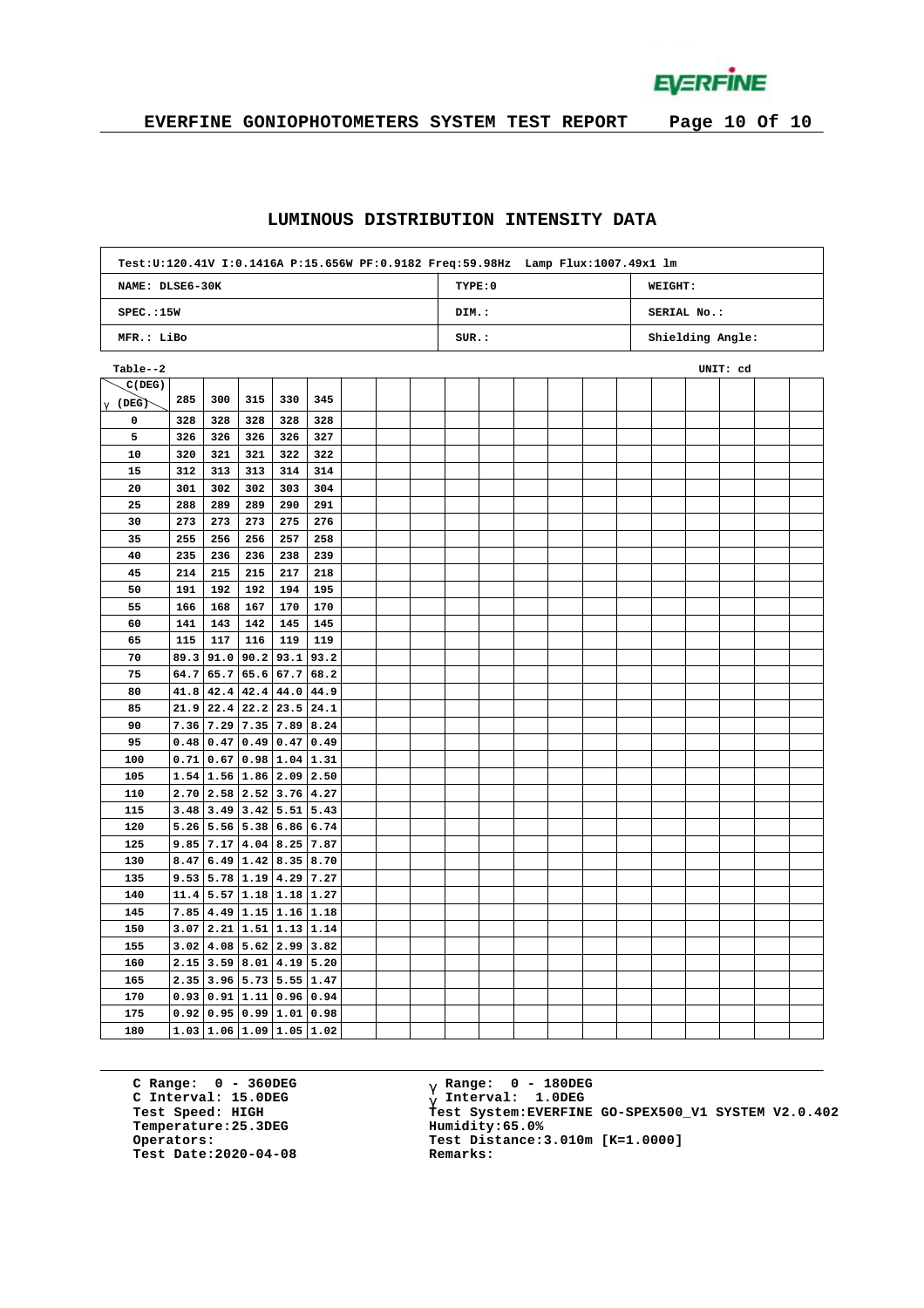## LUMINOUS DISTRIBUTION INTENSITY DATA

| Test:U:120.41V I:0.1416A P:15.656W PF:0.9182 Freq:59.98Hz Lamp Flux:1007.49x1 lm | | |
|---|---|---|
| NAME: DLSE6-30K | TYPE:0 | WEIGHT: |
| SPEC.:15W | DIM.: | SERIAL No.: |
| MFR.: LiBo | SUR.: | Shielding Angle: |

Table--2 UNIT: cd

| γ (DEG) \ C(DEG) | 285 | 300 | 315 | 330 | 345 |
|---|---|---|---|---|---|
| 0 | 328 | 328 | 328 | 328 | 328 |
| 5 | 326 | 326 | 326 | 326 | 327 |
| 10 | 320 | 321 | 321 | 322 | 322 |
| 15 | 312 | 313 | 313 | 314 | 314 |
| 20 | 301 | 302 | 302 | 303 | 304 |
| 25 | 288 | 289 | 289 | 290 | 291 |
| 30 | 273 | 273 | 273 | 275 | 276 |
| 35 | 255 | 256 | 256 | 257 | 258 |
| 40 | 235 | 236 | 236 | 238 | 239 |
| 45 | 214 | 215 | 215 | 217 | 218 |
| 50 | 191 | 192 | 192 | 194 | 195 |
| 55 | 166 | 168 | 167 | 170 | 170 |
| 60 | 141 | 143 | 142 | 145 | 145 |
| 65 | 115 | 117 | 116 | 119 | 119 |
| 70 | 89.3 | 91.0 | 90.2 | 93.1 | 93.2 |
| 75 | 64.7 | 65.7 | 65.6 | 67.7 | 68.2 |
| 80 | 41.8 | 42.4 | 42.4 | 44.0 | 44.9 |
| 85 | 21.9 | 22.4 | 22.2 | 23.5 | 24.1 |
| 90 | 7.36 | 7.29 | 7.35 | 7.89 | 8.24 |
| 95 | 0.48 | 0.47 | 0.49 | 0.47 | 0.49 |
| 100 | 0.71 | 0.67 | 0.98 | 1.04 | 1.31 |
| 105 | 1.54 | 1.56 | 1.86 | 2.09 | 2.50 |
| 110 | 2.70 | 2.58 | 2.52 | 3.76 | 4.27 |
| 115 | 3.48 | 3.49 | 3.42 | 5.51 | 5.43 |
| 120 | 5.26 | 5.56 | 5.38 | 6.86 | 6.74 |
| 125 | 9.85 | 7.17 | 4.04 | 8.25 | 7.87 |
| 130 | 8.47 | 6.49 | 1.42 | 8.35 | 8.70 |
| 135 | 9.53 | 5.78 | 1.19 | 4.29 | 7.27 |
| 140 | 11.4 | 5.57 | 1.18 | 1.18 | 1.27 |
| 145 | 7.85 | 4.49 | 1.15 | 1.16 | 1.18 |
| 150 | 3.07 | 2.21 | 1.51 | 1.13 | 1.14 |
| 155 | 3.02 | 4.08 | 5.62 | 2.99 | 3.82 |
| 160 | 2.15 | 3.59 | 8.01 | 4.19 | 5.20 |
| 165 | 2.35 | 3.96 | 5.73 | 5.55 | 1.47 |
| 170 | 0.93 | 0.91 | 1.11 | 0.96 | 0.94 |
| 175 | 0.92 | 0.95 | 0.99 | 1.01 | 0.98 |
| 180 | 1.03 | 1.06 | 1.09 | 1.05 | 1.02 |

C Range: 0 - 360DEG
C Interval: 15.0DEG
Test Speed: HIGH
Temperature:25.3DEG
Operators:
Test Date:2020-04-08

γ Range: 0 - 180DEG
γ Interval: 1.0DEG
Test System:EVERFINE GO-SPEX500_V1 SYSTEM V2.0.402
Humidity:65.0%
Test Distance:3.010m [K=1.0000]
Remarks: